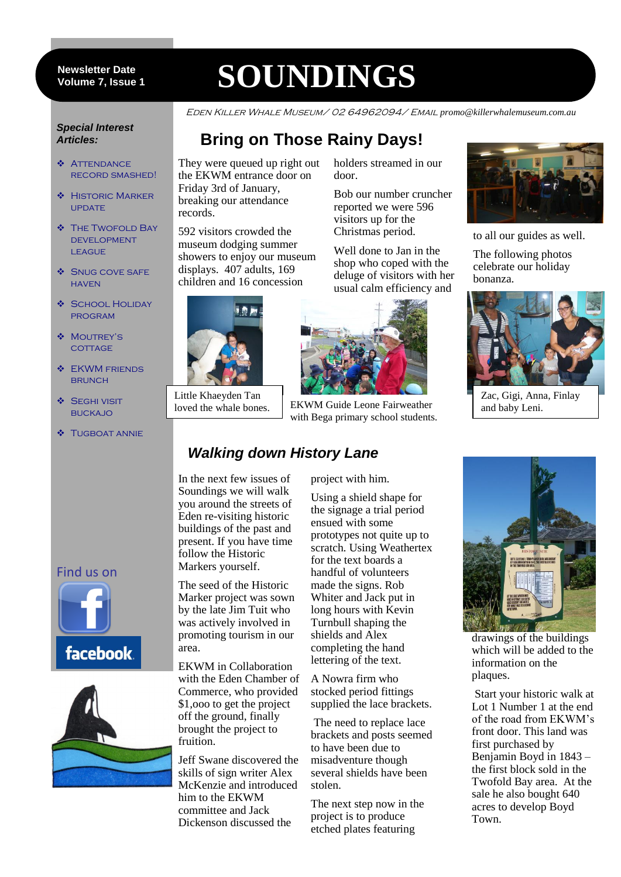Newsletter Date
Volume 7, Issue 1

# SOUNDINGS

EDEN KILLER WHALE MUSEUM/ 02 64962094/ EMAIL promo@killerwhalemuseum.com.au

***Special Interest Articles:***

- ATTENDANCE RECORD SMASHED!
- HISTORIC MARKER UPDATE
- THE TWOFOLD BAY DEVELOPMENT LEAGUE
- SNUG COVE SAFE HAVEN
- SCHOOL HOLIDAY PROGRAM
- MOUTREY'S COTTAGE
- EKWM FRIENDS BRUNCH
- SEGHI VISIT BUCKAJO
- TUGBOAT ANNIE

Find us on facebook

## Bring on Those Rainy Days!

They were queued up right out the EKWM entrance door on Friday 3rd of January, breaking our attendance records.

592 visitors crowded the museum dodging summer showers to enjoy our museum displays. 407 adults, 169 children and 16 concession holders streamed in our door.

Bob our number cruncher reported we were 596 visitors up for the Christmas period.

Well done to Jan in the shop who coped with the deluge of visitors with her usual calm efficiency and to all our guides as well.

The following photos celebrate our holiday bonanza.

Little Khaeyden Tan loved the whale bones.

EKWM Guide Leone Fairweather with Bega primary school students.

Zac, Gigi, Anna, Finlay and baby Leni.

## *Walking down History Lane*

In the next few issues of Soundings we will walk you around the streets of Eden re-visiting historic buildings of the past and present. If you have time follow the Historic Markers yourself.

The seed of the Historic Marker project was sown by the late Jim Tuit who was actively involved in promoting tourism in our area.

EKWM in Collaboration with the Eden Chamber of Commerce, who provided $1,ooo to get the project off the ground, finally brought the project to fruition.

Jeff Swane discovered the skills of sign writer Alex McKenzie and introduced him to the EKWM committee and Jack Dickenson discussed the project with him.

Using a shield shape for the signage a trial period ensued with some prototypes not quite up to scratch. Using Weathertex for the text boards a handful of volunteers made the signs. Rob Whiter and Jack put in long hours with Kevin Turnbull shaping the shields and Alex completing the hand lettering of the text.

A Nowra firm who stocked period fittings supplied the lace brackets.

The need to replace lace brackets and posts seemed to have been due to misadventure though several shields have been stolen.

The next step now in the project is to produce etched plates featuring drawings of the buildings which will be added to the information on the plaques.

Start your historic walk at Lot 1 Number 1 at the end of the road from EKWM's front door. This land was first purchased by Benjamin Boyd in 1843 – the first block sold in the Twofold Bay area. At the sale he also bought 640 acres to develop Boyd Town.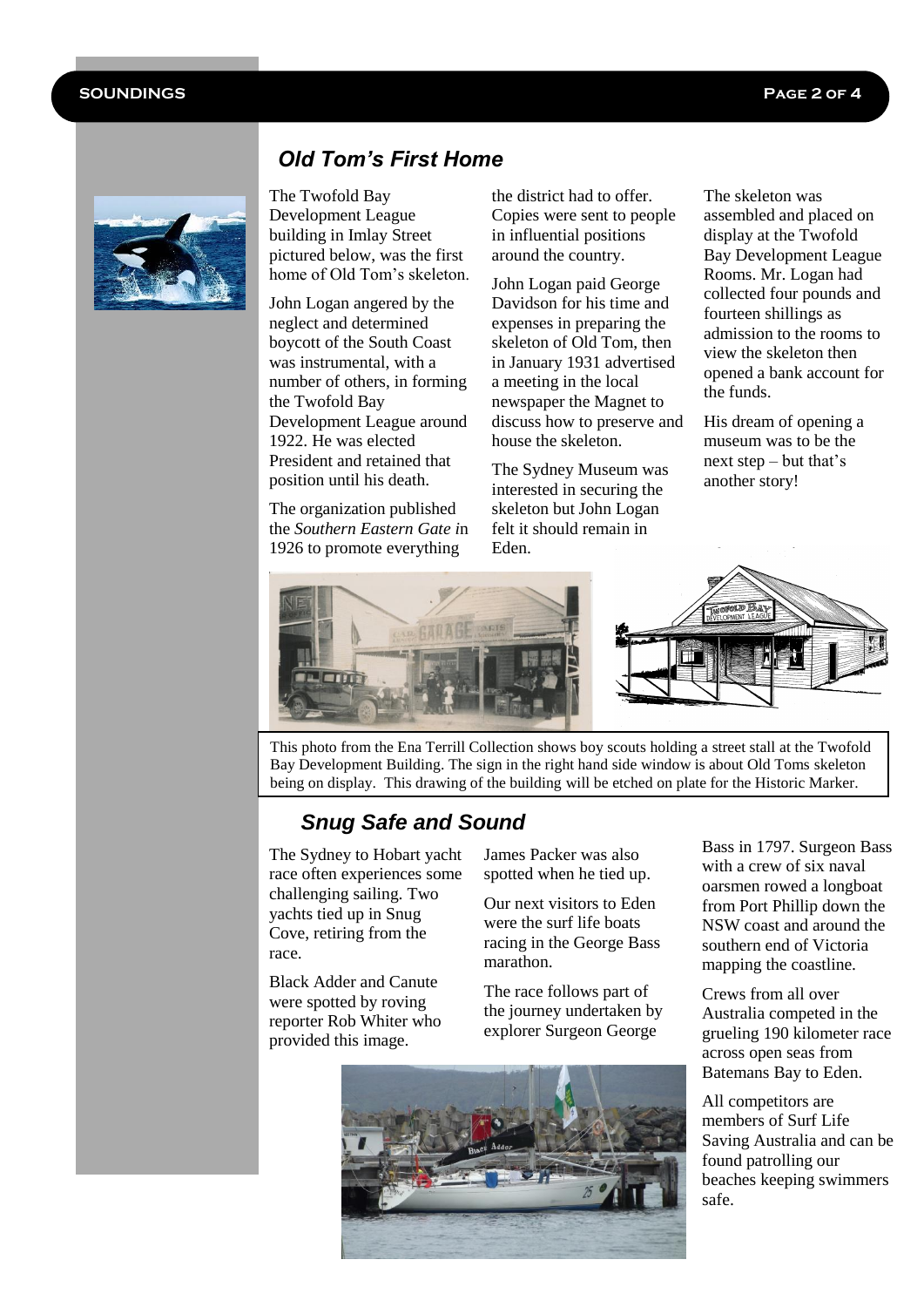## *Old Tom's First Home*

The Twofold Bay Development League building in Imlay Street pictured below, was the first home of Old Tom's skeleton.

John Logan angered by the neglect and determined boycott of the South Coast was instrumental, with a number of others, in forming the Twofold Bay Development League around 1922. He was elected President and retained that position until his death.

The organization published the *Southern Eastern Gate i*n 1926 to promote everything the district had to offer. Copies were sent to people in influential positions around the country.

John Logan paid George Davidson for his time and expenses in preparing the skeleton of Old Tom, then in January 1931 advertised a meeting in the local newspaper the Magnet to discuss how to preserve and house the skeleton.

The Sydney Museum was interested in securing the skeleton but John Logan felt it should remain in Eden.

The skeleton was assembled and placed on display at the Twofold Bay Development League Rooms. Mr. Logan had collected four pounds and fourteen shillings as admission to the rooms to view the skeleton then opened a bank account for the funds.

His dream of opening a museum was to be the next step – but that's another story!

This photo from the Ena Terrill Collection shows boy scouts holding a street stall at the Twofold Bay Development Building. The sign in the right hand side window is about Old Toms skeleton being on display. This drawing of the building will be etched on plate for the Historic Marker.

## *Snug Safe and Sound*

The Sydney to Hobart yacht race often experiences some challenging sailing. Two yachts tied up in Snug Cove, retiring from the race.

Black Adder and Canute were spotted by roving reporter Rob Whiter who provided this image.

James Packer was also spotted when he tied up.

Our next visitors to Eden were the surf life boats racing in the George Bass marathon.

The race follows part of the journey undertaken by explorer Surgeon George Bass in 1797. Surgeon Bass with a crew of six naval oarsmen rowed a longboat from Port Phillip down the NSW coast and around the southern end of Victoria mapping the coastline.

Crews from all over Australia competed in the grueling 190 kilometer race across open seas from Batemans Bay to Eden.

All competitors are members of Surf Life Saving Australia and can be found patrolling our beaches keeping swimmers safe.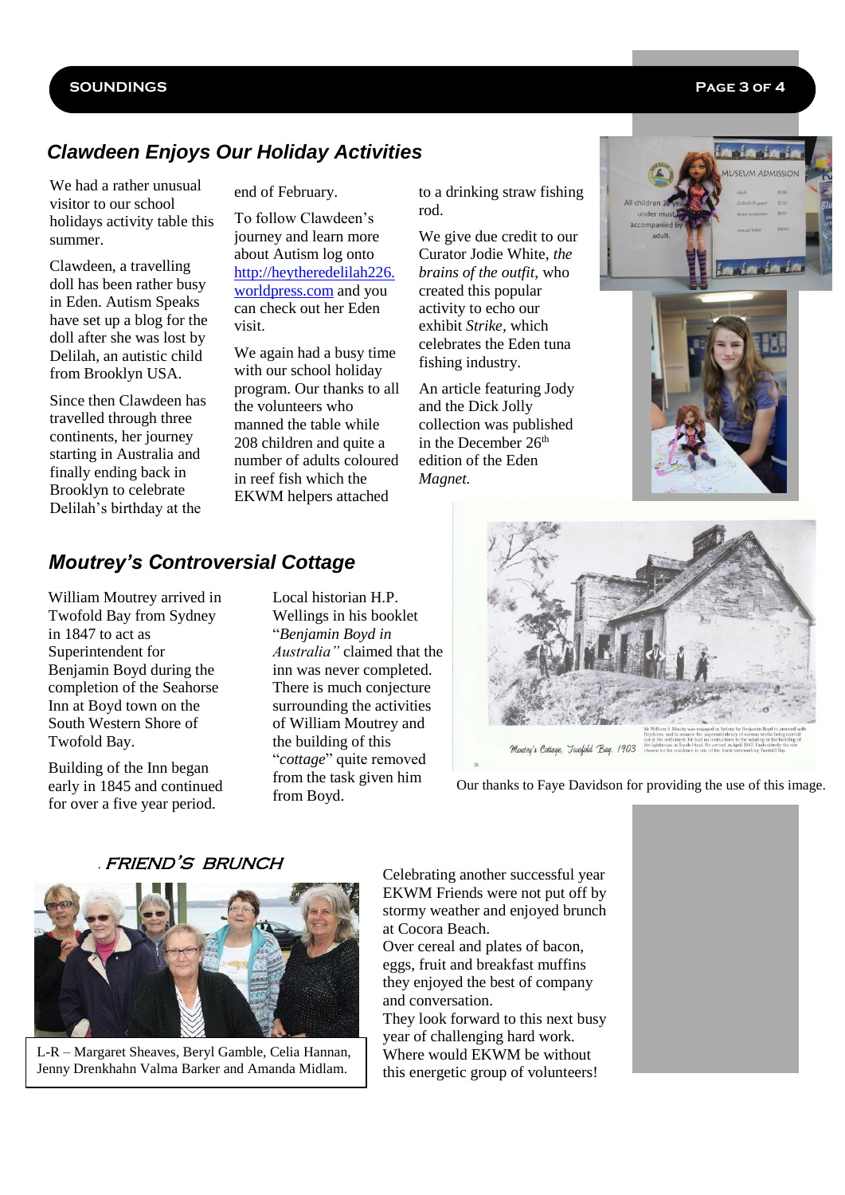## Clawdeen Enjoys Our Holiday Activities

We had a rather unusual visitor to our school holidays activity table this summer.

Clawdeen, a travelling doll has been rather busy in Eden. Autism Speaks have set up a blog for the doll after she was lost by Delilah, an autistic child from Brooklyn USA.

Since then Clawdeen has travelled through three continents, her journey starting in Australia and finally ending back in Brooklyn to celebrate Delilah's birthday at the end of February.

To follow Clawdeen's journey and learn more about Autism log onto http://heytheredelilah226.worldpress.com and you can check out her Eden visit.

We again had a busy time with our school holiday program. Our thanks to all the volunteers who manned the table while 208 children and quite a number of adults coloured in reef fish which the EKWM helpers attached to a drinking straw fishing rod.

We give due credit to our Curator Jodie White, *the brains of the outfit*, who created this popular activity to echo our exhibit *Strike*, which celebrates the Eden tuna fishing industry.

An article featuring Jody and the Dick Jolly collection was published in the December 26th edition of the Eden *Magnet.*

## Moutrey's Controversial Cottage

William Moutrey arrived in Twofold Bay from Sydney in 1847 to act as Superintendent for Benjamin Boyd during the completion of the Seahorse Inn at Boyd town on the South Western Shore of Twofold Bay.

Building of the Inn began early in 1845 and continued for over a five year period.

Local historian H.P. Wellings in his booklet "*Benjamin Boyd in Australia"* claimed that the inn was never completed. There is much conjecture surrounding the activities of William Moutrey and the building of this "*cottage*" quite removed from the task given him from Boyd.

Moutry's Cottage, Twofold Bay. 1903

Our thanks to Faye Davidson for providing the use of this image.

## FRIEND'S BRUNCH

L-R – Margaret Sheaves, Beryl Gamble, Celia Hannan, Jenny Drenkhahn Valma Barker and Amanda Midlam.

Celebrating another successful year EKWM Friends were not put off by stormy weather and enjoyed brunch at Cocora Beach.

Over cereal and plates of bacon, eggs, fruit and breakfast muffins they enjoyed the best of company and conversation.

They look forward to this next busy year of challenging hard work.

Where would EKWM be without this energetic group of volunteers!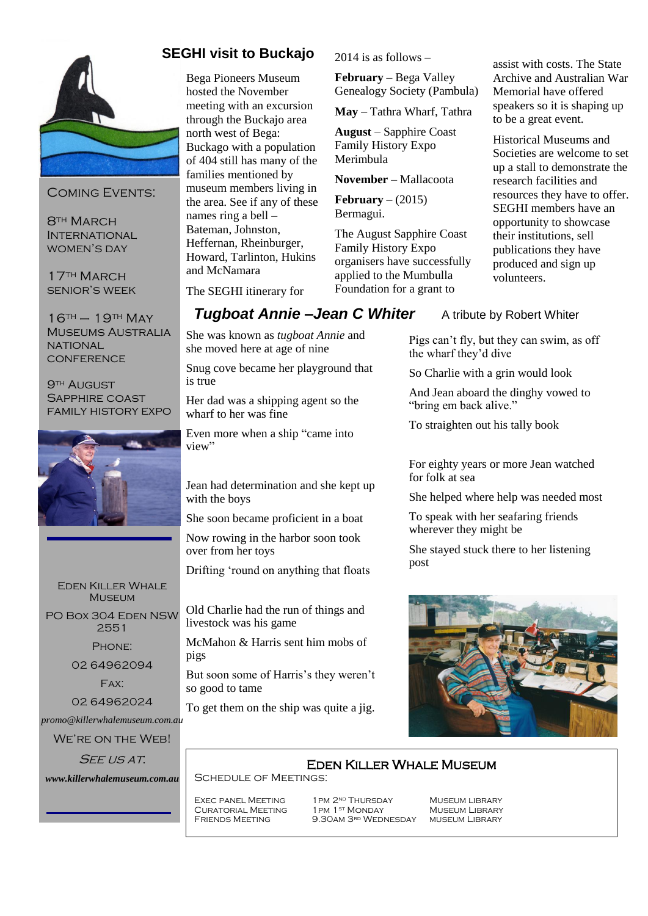## SEGHI visit to Buckajo

Bega Pioneers Museum hosted the November meeting with an excursion through the Buckajo area north west of Bega: Buckago with a population of 404 still has many of the families mentioned by museum members living in the area. See if any of these names ring a bell – Bateman, Johnston, Heffernan, Rheinburger, Howard, Tarlinton, Hukins and McNamara

The SEGHI itinerary for 2014 is as follows –

**February** – Bega Valley Genealogy Society (Pambula)

**May** – Tathra Wharf, Tathra

**August** – Sapphire Coast Family History Expo Merimbula

**November** – Mallacoota

**February** – (2015) Bermagui.

The August Sapphire Coast Family History Expo organisers have successfully applied to the Mumbulla Foundation for a grant to assist with costs. The State Archive and Australian War Memorial have offered speakers so it is shaping up to be a great event.

Historical Museums and Societies are welcome to set up a stall to demonstrate the research facilities and resources they have to offer. SEGHI members have an opportunity to showcase their institutions, sell publications they have produced and sign up volunteers.

## *Tugboat Annie –Jean C Whiter*

A tribute by Robert Whiter

She was known as *tugboat Annie* and she moved here at age of nine

Snug cove became her playground that is true

Her dad was a shipping agent so the wharf to her was fine

Even more when a ship "came into view"

Jean had determination and she kept up with the boys

She soon became proficient in a boat

Now rowing in the harbor soon took over from her toys

Drifting 'round on anything that floats

Old Charlie had the run of things and livestock was his game

McMahon & Harris sent him mobs of pigs

But soon some of Harris's they weren't so good to tame

To get them on the ship was quite a jig.

Pigs can't fly, but they can swim, as off the wharf they'd dive

So Charlie with a grin would look

And Jean aboard the dinghy vowed to "bring em back alive."

To straighten out his tally book

For eighty years or more Jean watched for folk at sea

She helped where help was needed most

To speak with her seafaring friends wherever they might be

She stayed stuck there to her listening post

### Coming Events:

8th March
International Women's Day

17th March
Senior's Week

16th – 19th May
Museums Australia National Conference

9th August
Sapphire Coast Family History Expo

Eden Killer Whale Museum

PO Box 304 Eden NSW 2551

Phone:

02 64962094

Fax:

02 64962024

*promo@killerwhalemuseum.com.au*

We're on the Web!

*See us at:*

***www.killerwhalemuseum.com.au***

### Eden Killer Whale Museum

Schedule of Meetings:

| | | |
|---|---|---|
| Exec Panel Meeting | 1pm 2nd Thursday | Museum Library |
| Curatorial Meeting | 1pm 1st Monday | Museum Library |
| Friends Meeting | 9.30am 3rd Wednesday | Museum Library |